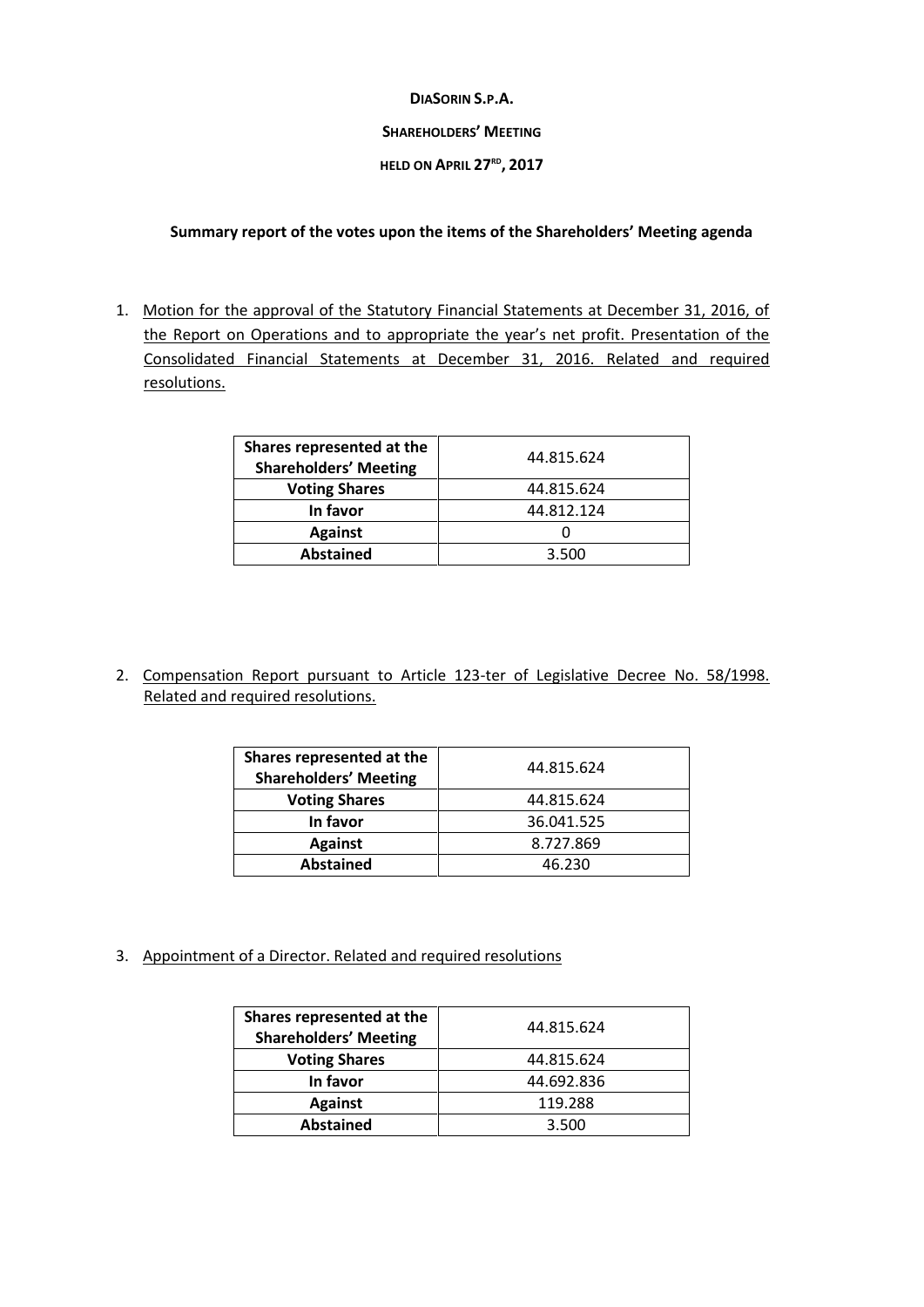**DiaSorin S.p.A.**

**Shareholders' Meeting**

**held on April 27th, 2017**

**Summary report of the votes upon the items of the Shareholders' Meeting agenda**

1. Motion for the approval of the Statutory Financial Statements at December 31, 2016, of the Report on Operations and to appropriate the year's net profit. Presentation of the Consolidated Financial Statements at December 31, 2016. Related and required resolutions.

| **Shares represented at the Shareholders' Meeting** | 44.815.624 |
|---|---|
| **Voting Shares** | 44.815.624 |
| **In favor** | 44.812.124 |
| **Against** | 0 |
| **Abstained** | 3.500 |

2. Compensation Report pursuant to Article 123-ter of Legislative Decree No. 58/1998. Related and required resolutions.

| **Shares represented at the Shareholders' Meeting** | 44.815.624 |
|---|---|
| **Voting Shares** | 44.815.624 |
| **In favor** | 36.041.525 |
| **Against** | 8.727.869 |
| **Abstained** | 46.230 |

3. Appointment of a Director. Related and required resolutions

| **Shares represented at the Shareholders' Meeting** | 44.815.624 |
|---|---|
| **Voting Shares** | 44.815.624 |
| **In favor** | 44.692.836 |
| **Against** | 119.288 |
| **Abstained** | 3.500 |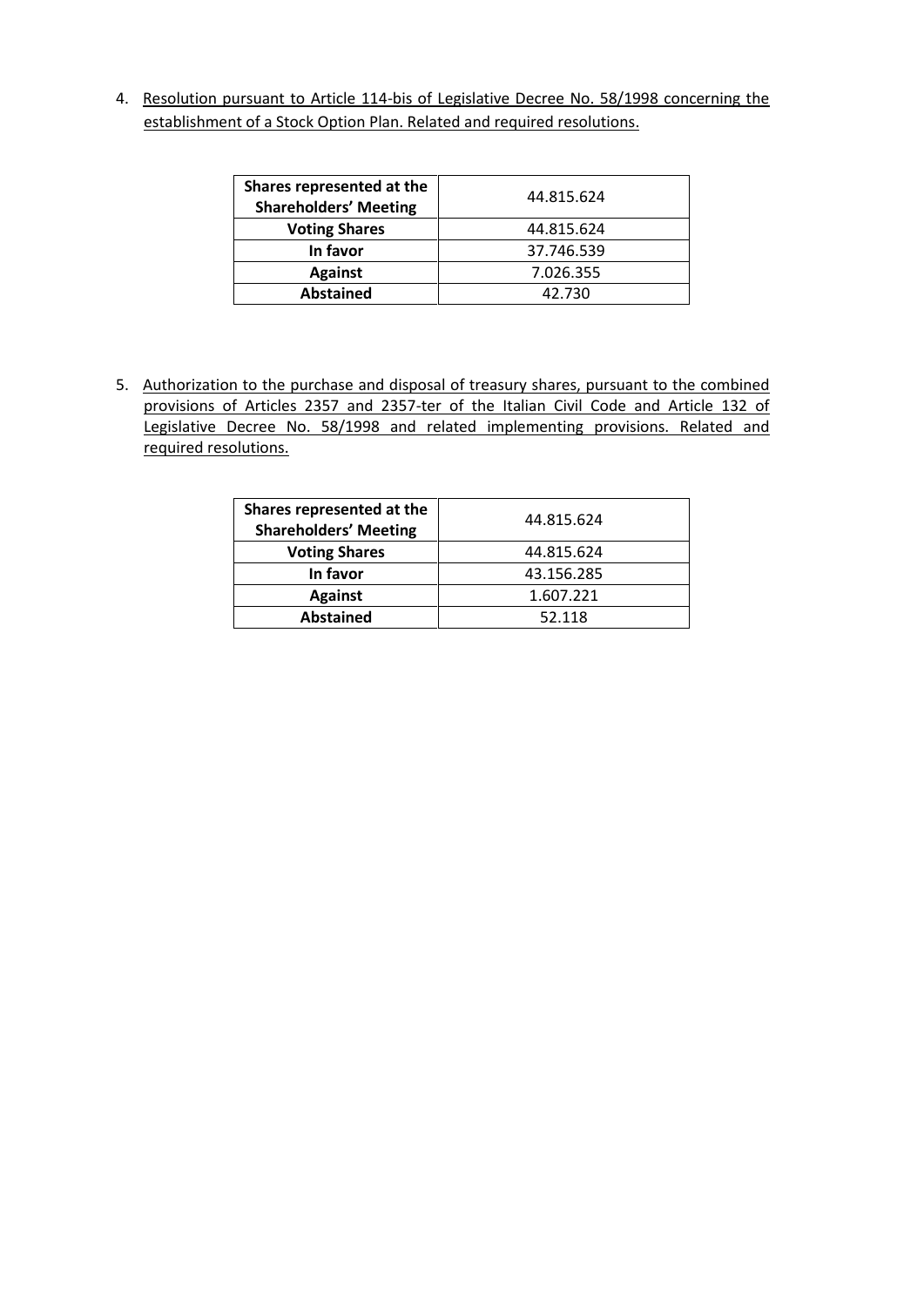4. Resolution pursuant to Article 114-bis of Legislative Decree No. 58/1998 concerning the establishment of a Stock Option Plan. Related and required resolutions.

| | |
|---|---|
| **Shares represented at the Shareholders' Meeting** | 44.815.624 |
| **Voting Shares** | 44.815.624 |
| **In favor** | 37.746.539 |
| **Against** | 7.026.355 |
| **Abstained** | 42.730 |

5. Authorization to the purchase and disposal of treasury shares, pursuant to the combined provisions of Articles 2357 and 2357-ter of the Italian Civil Code and Article 132 of Legislative Decree No. 58/1998 and related implementing provisions. Related and required resolutions.

| | |
|---|---|
| **Shares represented at the Shareholders' Meeting** | 44.815.624 |
| **Voting Shares** | 44.815.624 |
| **In favor** | 43.156.285 |
| **Against** | 1.607.221 |
| **Abstained** | 52.118 |